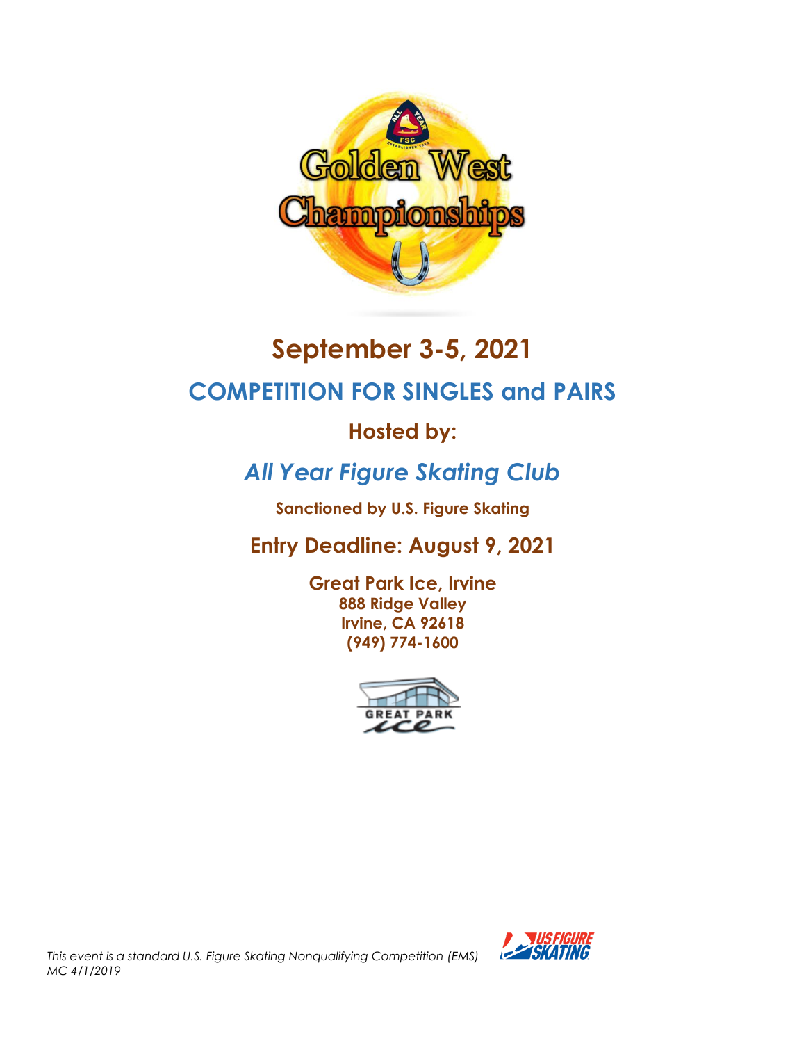# Golden West Championships

## September 3-5, 2021

## COMPETITION FOR SINGLES and PAIRS

### Hosted by:

## *All Year Figure Skating Club*

**Sanctioned by U.S. Figure Skating**

### Entry Deadline: August 9, 2021

**Great Park Ice, Irvine**
**888 Ridge Valley**
**Irvine, CA 92618**
**(949) 774-1600**

*This event is a standard U.S. Figure Skating Nonqualifying Competition (EMS)*
*MC 4/1/2019*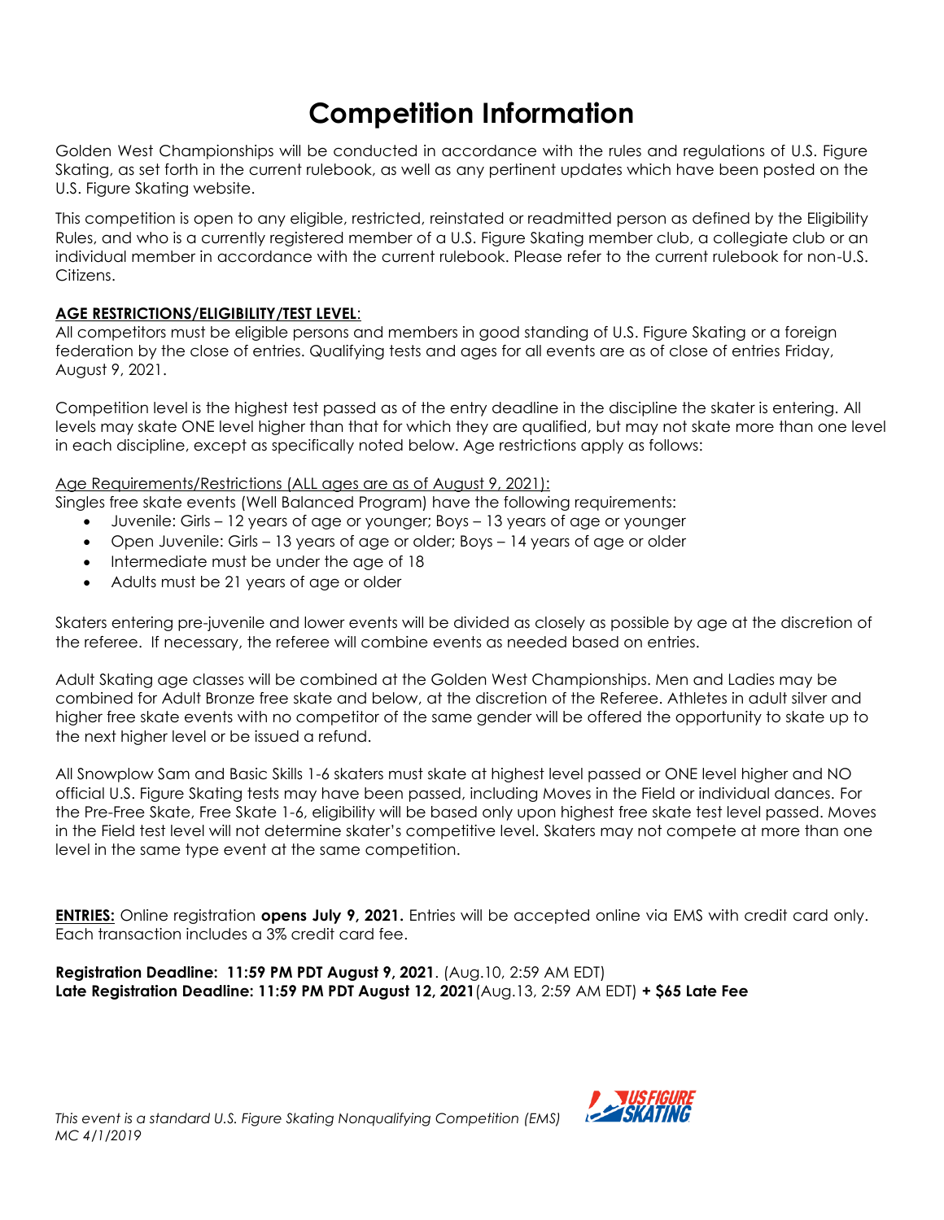# Competition Information

Golden West Championships will be conducted in accordance with the rules and regulations of U.S. Figure Skating, as set forth in the current rulebook, as well as any pertinent updates which have been posted on the U.S. Figure Skating website.

This competition is open to any eligible, restricted, reinstated or readmitted person as defined by the Eligibility Rules, and who is a currently registered member of a U.S. Figure Skating member club, a collegiate club or an individual member in accordance with the current rulebook. Please refer to the current rulebook for non-U.S. Citizens.

**AGE RESTRICTIONS/ELIGIBILITY/TEST LEVEL**:

All competitors must be eligible persons and members in good standing of U.S. Figure Skating or a foreign federation by the close of entries. Qualifying tests and ages for all events are as of close of entries Friday, August 9, 2021.

Competition level is the highest test passed as of the entry deadline in the discipline the skater is entering. All levels may skate ONE level higher than that for which they are qualified, but may not skate more than one level in each discipline, except as specifically noted below. Age restrictions apply as follows:

Age Requirements/Restrictions (ALL ages are as of August 9, 2021):

Singles free skate events (Well Balanced Program) have the following requirements:

- Juvenile: Girls – 12 years of age or younger; Boys – 13 years of age or younger
- Open Juvenile: Girls – 13 years of age or older; Boys – 14 years of age or older
- Intermediate must be under the age of 18
- Adults must be 21 years of age or older

Skaters entering pre-juvenile and lower events will be divided as closely as possible by age at the discretion of the referee. If necessary, the referee will combine events as needed based on entries.

Adult Skating age classes will be combined at the Golden West Championships. Men and Ladies may be combined for Adult Bronze free skate and below, at the discretion of the Referee. Athletes in adult silver and higher free skate events with no competitor of the same gender will be offered the opportunity to skate up to the next higher level or be issued a refund.

All Snowplow Sam and Basic Skills 1-6 skaters must skate at highest level passed or ONE level higher and NO official U.S. Figure Skating tests may have been passed, including Moves in the Field or individual dances. For the Pre-Free Skate, Free Skate 1-6, eligibility will be based only upon highest free skate test level passed. Moves in the Field test level will not determine skater's competitive level. Skaters may not compete at more than one level in the same type event at the same competition.

**ENTRIES:** Online registration **opens July 9, 2021.** Entries will be accepted online via EMS with credit card only. Each transaction includes a 3% credit card fee.

**Registration Deadline: 11:59 PM PDT August 9, 2021**. (Aug.10, 2:59 AM EDT)
**Late Registration Deadline: 11:59 PM PDT August 12, 2021**(Aug.13, 2:59 AM EDT) **+ $65 Late Fee**

*This event is a standard U.S. Figure Skating Nonqualifying Competition (EMS)*
*MC 4/1/2019*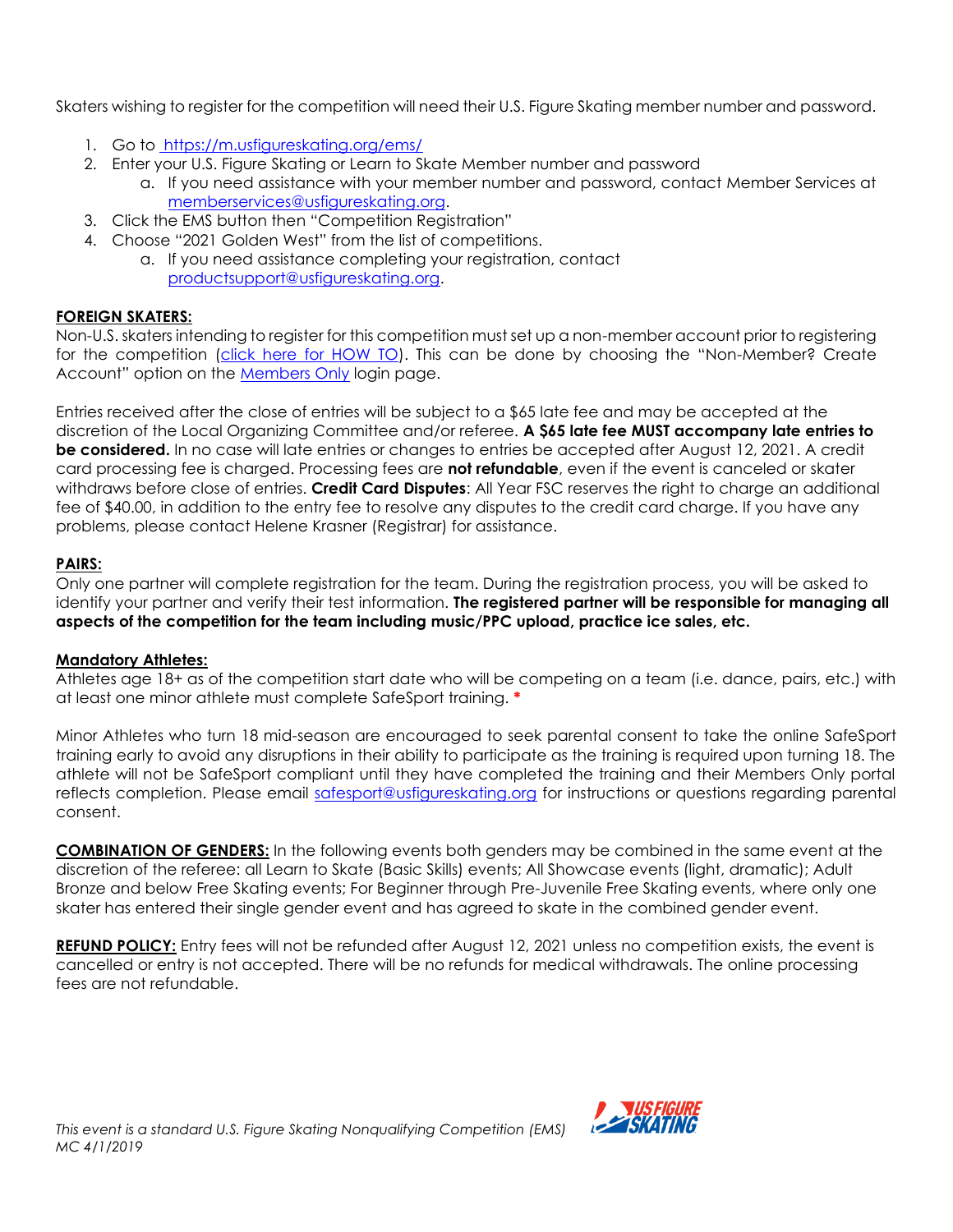Skaters wishing to register for the competition will need their U.S. Figure Skating member number and password.

1. Go to https://m.usfigureskating.org/ems/
2. Enter your U.S. Figure Skating or Learn to Skate Member number and password
   a. If you need assistance with your member number and password, contact Member Services at memberservices@usfigureskating.org.
3. Click the EMS button then "Competition Registration"
4. Choose "2021 Golden West" from the list of competitions.
   a. If you need assistance completing your registration, contact productsupport@usfigureskating.org.

**FOREIGN SKATERS:**
Non-U.S. skaters intending to register for this competition must set up a non-member account prior to registering for the competition (click here for HOW TO). This can be done by choosing the "Non-Member? Create Account" option on the Members Only login page.

Entries received after the close of entries will be subject to a $65 late fee and may be accepted at the discretion of the Local Organizing Committee and/or referee. **A $65 late fee MUST accompany late entries to be considered.** In no case will late entries or changes to entries be accepted after August 12, 2021. A credit card processing fee is charged. Processing fees are **not refundable**, even if the event is canceled or skater withdraws before close of entries. **Credit Card Disputes**: All Year FSC reserves the right to charge an additional fee of $40.00, in addition to the entry fee to resolve any disputes to the credit card charge. If you have any problems, please contact Helene Krasner (Registrar) for assistance.

**PAIRS:**
Only one partner will complete registration for the team. During the registration process, you will be asked to identify your partner and verify their test information. **The registered partner will be responsible for managing all aspects of the competition for the team including music/PPC upload, practice ice sales, etc.**

**Mandatory Athletes:**
Athletes age 18+ as of the competition start date who will be competing on a team (i.e. dance, pairs, etc.) with at least one minor athlete must complete SafeSport training. *

Minor Athletes who turn 18 mid-season are encouraged to seek parental consent to take the online SafeSport training early to avoid any disruptions in their ability to participate as the training is required upon turning 18. The athlete will not be SafeSport compliant until they have completed the training and their Members Only portal reflects completion. Please email safesport@usfigureskating.org for instructions or questions regarding parental consent.

**COMBINATION OF GENDERS:** In the following events both genders may be combined in the same event at the discretion of the referee: all Learn to Skate (Basic Skills) events; All Showcase events (light, dramatic); Adult Bronze and below Free Skating events; For Beginner through Pre-Juvenile Free Skating events, where only one skater has entered their single gender event and has agreed to skate in the combined gender event.

**REFUND POLICY:** Entry fees will not be refunded after August 12, 2021 unless no competition exists, the event is cancelled or entry is not accepted. There will be no refunds for medical withdrawals. The online processing fees are not refundable.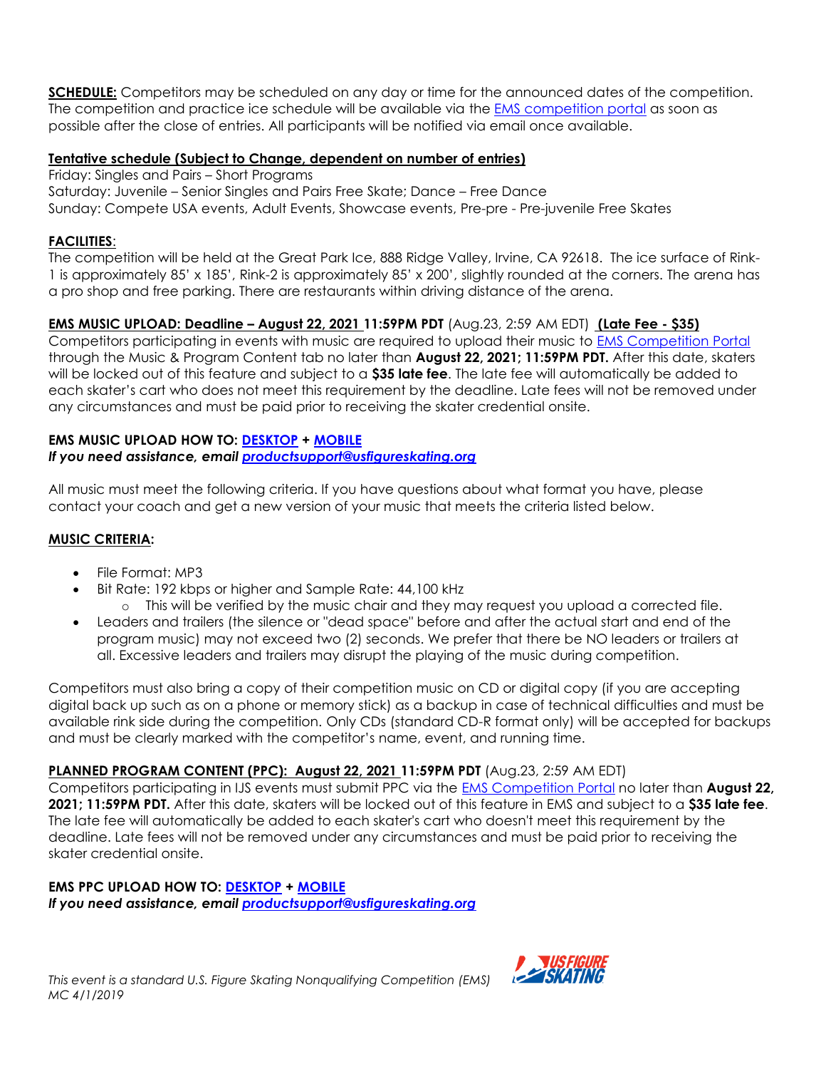**SCHEDULE:** Competitors may be scheduled on any day or time for the announced dates of the competition. The competition and practice ice schedule will be available via the EMS competition portal as soon as possible after the close of entries. All participants will be notified via email once available.

**Tentative schedule (Subject to Change, dependent on number of entries)**

Friday: Singles and Pairs – Short Programs
Saturday: Juvenile – Senior Singles and Pairs Free Skate; Dance – Free Dance
Sunday: Compete USA events, Adult Events, Showcase events, Pre-pre - Pre-juvenile Free Skates

**FACILITIES**:

The competition will be held at the Great Park Ice, 888 Ridge Valley, Irvine, CA 92618. The ice surface of Rink-1 is approximately 85' x 185', Rink-2 is approximately 85' x 200', slightly rounded at the corners. The arena has a pro shop and free parking. There are restaurants within driving distance of the arena.

**EMS MUSIC UPLOAD: Deadline – August 22, 2021 11:59PM PDT** (Aug.23, 2:59 AM EDT) **(Late Fee - $35)**

Competitors participating in events with music are required to upload their music to EMS Competition Portal through the Music & Program Content tab no later than **August 22, 2021; 11:59PM PDT.** After this date, skaters will be locked out of this feature and subject to a **$35 late fee**. The late fee will automatically be added to each skater's cart who does not meet this requirement by the deadline. Late fees will not be removed under any circumstances and must be paid prior to receiving the skater credential onsite.

**EMS MUSIC UPLOAD HOW TO: DESKTOP + MOBILE**
***If you need assistance, email productsupport@usfigureskating.org***

All music must meet the following criteria. If you have questions about what format you have, please contact your coach and get a new version of your music that meets the criteria listed below.

**MUSIC CRITERIA:**

- File Format: MP3
- Bit Rate: 192 kbps or higher and Sample Rate: 44,100 kHz
  - This will be verified by the music chair and they may request you upload a corrected file.
- Leaders and trailers (the silence or "dead space" before and after the actual start and end of the program music) may not exceed two (2) seconds. We prefer that there be NO leaders or trailers at all. Excessive leaders and trailers may disrupt the playing of the music during competition.

Competitors must also bring a copy of their competition music on CD or digital copy (if you are accepting digital back up such as on a phone or memory stick) as a backup in case of technical difficulties and must be available rink side during the competition. Only CDs (standard CD-R format only) will be accepted for backups and must be clearly marked with the competitor's name, event, and running time.

**PLANNED PROGRAM CONTENT (PPC): August 22, 2021 11:59PM PDT** (Aug.23, 2:59 AM EDT)

Competitors participating in IJS events must submit PPC via the EMS Competition Portal no later than **August 22, 2021; 11:59PM PDT.** After this date, skaters will be locked out of this feature in EMS and subject to a **$35 late fee**. The late fee will automatically be added to each skater's cart who doesn't meet this requirement by the deadline. Late fees will not be removed under any circumstances and must be paid prior to receiving the skater credential onsite.

**EMS PPC UPLOAD HOW TO: DESKTOP + MOBILE**
***If you need assistance, email productsupport@usfigureskating.org***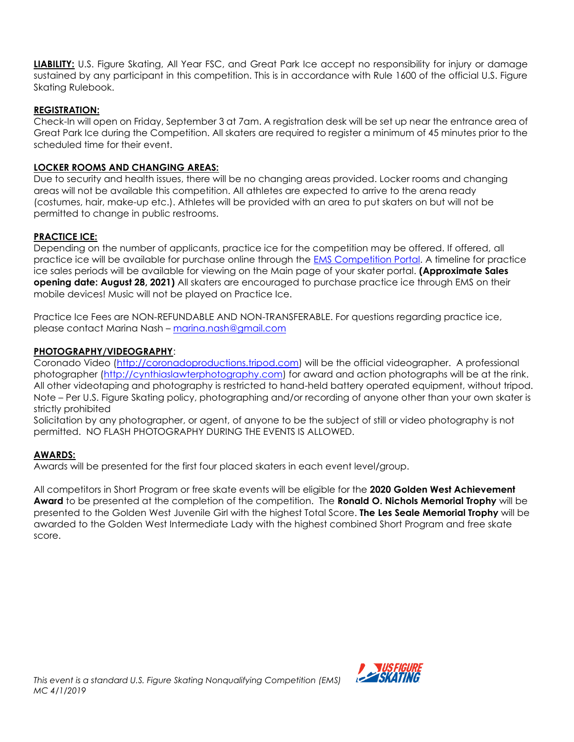**LIABILITY:** U.S. Figure Skating, All Year FSC, and Great Park Ice accept no responsibility for injury or damage sustained by any participant in this competition. This is in accordance with Rule 1600 of the official U.S. Figure Skating Rulebook.

**REGISTRATION:**
Check-In will open on Friday, September 3 at 7am. A registration desk will be set up near the entrance area of Great Park Ice during the Competition. All skaters are required to register a minimum of 45 minutes prior to the scheduled time for their event.

**LOCKER ROOMS AND CHANGING AREAS:**
Due to security and health issues, there will be no changing areas provided. Locker rooms and changing areas will not be available this competition. All athletes are expected to arrive to the arena ready (costumes, hair, make-up etc.). Athletes will be provided with an area to put skaters on but will not be permitted to change in public restrooms.

**PRACTICE ICE:**
Depending on the number of applicants, practice ice for the competition may be offered. If offered, all practice ice will be available for purchase online through the EMS Competition Portal. A timeline for practice ice sales periods will be available for viewing on the Main page of your skater portal. **(Approximate Sales opening date: August 28, 2021)** All skaters are encouraged to purchase practice ice through EMS on their mobile devices! Music will not be played on Practice Ice.

Practice Ice Fees are NON-REFUNDABLE AND NON-TRANSFERABLE. For questions regarding practice ice, please contact Marina Nash – marina.nash@gmail.com

**PHOTOGRAPHY/VIDEOGRAPHY**:
Coronado Video (http://coronadoproductions.tripod.com) will be the official videographer. A professional photographer (http://cynthiaslawterphotography.com) for award and action photographs will be at the rink. All other videotaping and photography is restricted to hand-held battery operated equipment, without tripod. Note – Per U.S. Figure Skating policy, photographing and/or recording of anyone other than your own skater is strictly prohibited
Solicitation by any photographer, or agent, of anyone to be the subject of still or video photography is not permitted. NO FLASH PHOTOGRAPHY DURING THE EVENTS IS ALLOWED.

**AWARDS:**
Awards will be presented for the first four placed skaters in each event level/group.

All competitors in Short Program or free skate events will be eligible for the **2020 Golden West Achievement Award** to be presented at the completion of the competition. The **Ronald O. Nichols Memorial Trophy** will be presented to the Golden West Juvenile Girl with the highest Total Score. **The Les Seale Memorial Trophy** will be awarded to the Golden West Intermediate Lady with the highest combined Short Program and free skate score.

*This event is a standard U.S. Figure Skating Nonqualifying Competition (EMS)*
*MC 4/1/2019*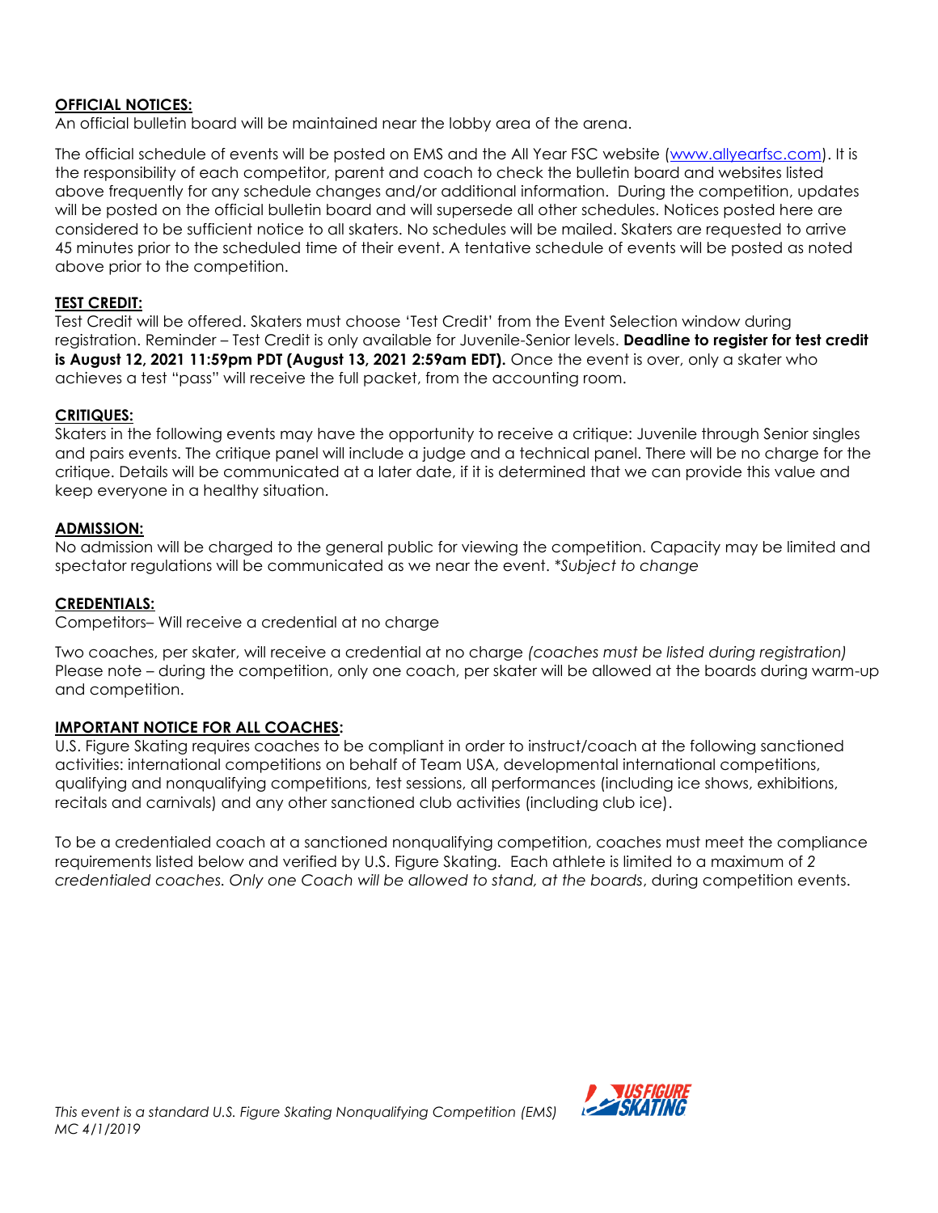**OFFICIAL NOTICES:**

An official bulletin board will be maintained near the lobby area of the arena.

The official schedule of events will be posted on EMS and the All Year FSC website (www.allyearfsc.com). It is the responsibility of each competitor, parent and coach to check the bulletin board and websites listed above frequently for any schedule changes and/or additional information. During the competition, updates will be posted on the official bulletin board and will supersede all other schedules. Notices posted here are considered to be sufficient notice to all skaters. No schedules will be mailed. Skaters are requested to arrive 45 minutes prior to the scheduled time of their event. A tentative schedule of events will be posted as noted above prior to the competition.

**TEST CREDIT:**

Test Credit will be offered. Skaters must choose 'Test Credit' from the Event Selection window during registration. Reminder – Test Credit is only available for Juvenile-Senior levels. **Deadline to register for test credit is August 12, 2021 11:59pm PDT (August 13, 2021 2:59am EDT).** Once the event is over, only a skater who achieves a test "pass" will receive the full packet, from the accounting room.

**CRITIQUES:**

Skaters in the following events may have the opportunity to receive a critique: Juvenile through Senior singles and pairs events. The critique panel will include a judge and a technical panel. There will be no charge for the critique. Details will be communicated at a later date, if it is determined that we can provide this value and keep everyone in a healthy situation.

**ADMISSION:**

No admission will be charged to the general public for viewing the competition. Capacity may be limited and spectator regulations will be communicated as we near the event. *\*Subject to change*

**CREDENTIALS:**

Competitors– Will receive a credential at no charge

Two coaches, per skater, will receive a credential at no charge *(coaches must be listed during registration)* Please note – during the competition, only one coach, per skater will be allowed at the boards during warm-up and competition.

**IMPORTANT NOTICE FOR ALL COACHES:**

U.S. Figure Skating requires coaches to be compliant in order to instruct/coach at the following sanctioned activities: international competitions on behalf of Team USA, developmental international competitions, qualifying and nonqualifying competitions, test sessions, all performances (including ice shows, exhibitions, recitals and carnivals) and any other sanctioned club activities (including club ice).

To be a credentialed coach at a sanctioned nonqualifying competition, coaches must meet the compliance requirements listed below and verified by U.S. Figure Skating. Each athlete is limited to a maximum of *2 credentialed coaches. Only one Coach will be allowed to stand, at the boards*, during competition events.

*This event is a standard U.S. Figure Skating Nonqualifying Competition (EMS)*
*MC 4/1/2019*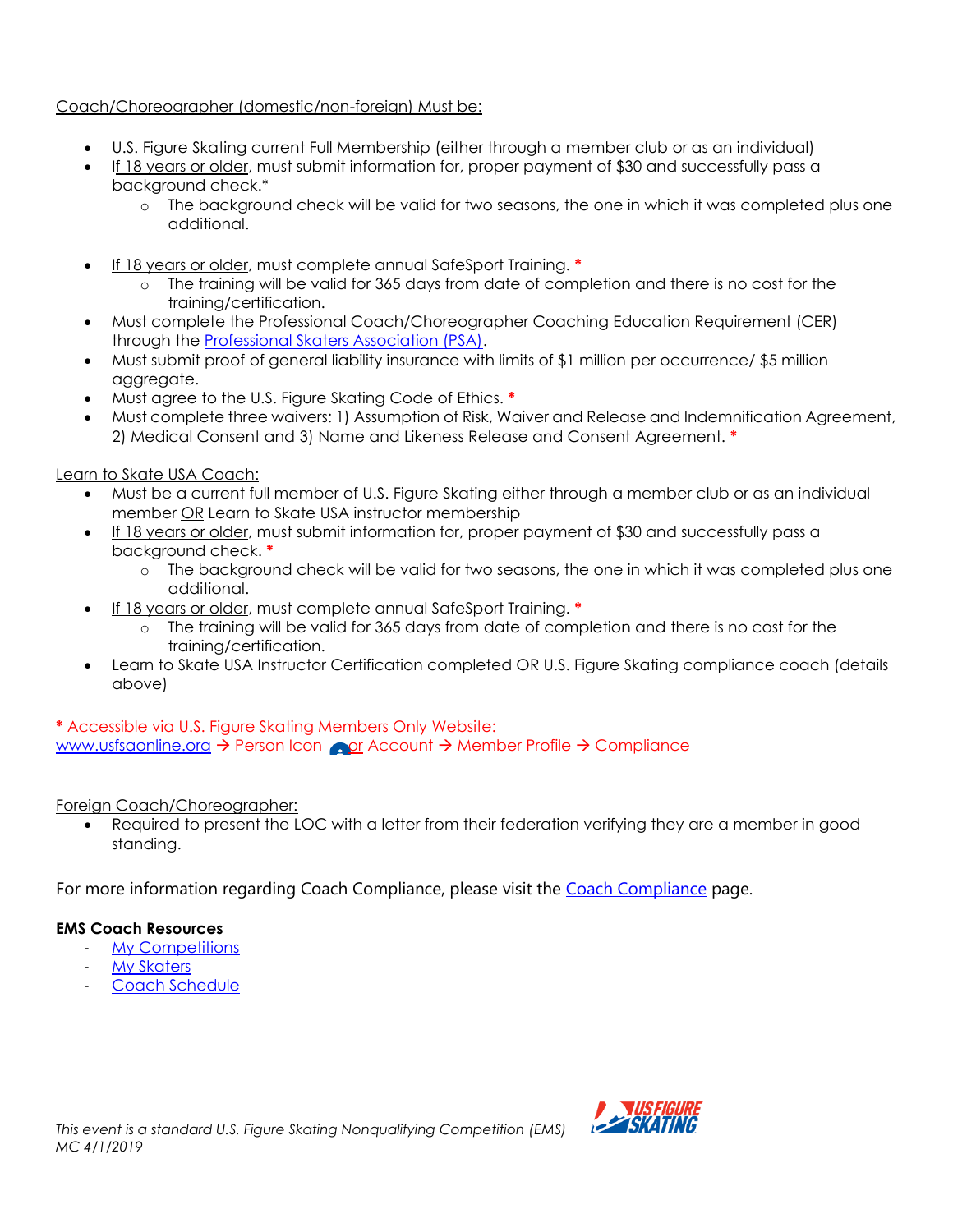Coach/Choreographer (domestic/non-foreign) Must be:

- U.S. Figure Skating current Full Membership (either through a member club or as an individual)
- If 18 years or older, must submit information for, proper payment of $30 and successfully pass a background check.*
  - The background check will be valid for two seasons, the one in which it was completed plus one additional.
- If 18 years or older, must complete annual SafeSport Training. *
  - The training will be valid for 365 days from date of completion and there is no cost for the training/certification.
- Must complete the Professional Coach/Choreographer Coaching Education Requirement (CER) through the Professional Skaters Association (PSA).
- Must submit proof of general liability insurance with limits of $1 million per occurrence/ $5 million aggregate.
- Must agree to the U.S. Figure Skating Code of Ethics. *
- Must complete three waivers: 1) Assumption of Risk, Waiver and Release and Indemnification Agreement, 2) Medical Consent and 3) Name and Likeness Release and Consent Agreement. *

Learn to Skate USA Coach:

- Must be a current full member of U.S. Figure Skating either through a member club or as an individual member OR Learn to Skate USA instructor membership
- If 18 years or older, must submit information for, proper payment of $30 and successfully pass a background check. *
  - The background check will be valid for two seasons, the one in which it was completed plus one additional.
- If 18 years or older, must complete annual SafeSport Training. *
  - The training will be valid for 365 days from date of completion and there is no cost for the training/certification.
- Learn to Skate USA Instructor Certification completed OR U.S. Figure Skating compliance coach (details above)

* Accessible via U.S. Figure Skating Members Only Website:
www.usfsaonline.org → Person Icon or Account → Member Profile → Compliance

Foreign Coach/Choreographer:

- Required to present the LOC with a letter from their federation verifying they are a member in good standing.

For more information regarding Coach Compliance, please visit the Coach Compliance page.

**EMS Coach Resources**

- My Competitions
- My Skaters
- Coach Schedule

*This event is a standard U.S. Figure Skating Nonqualifying Competition (EMS)*
*MC 4/1/2019*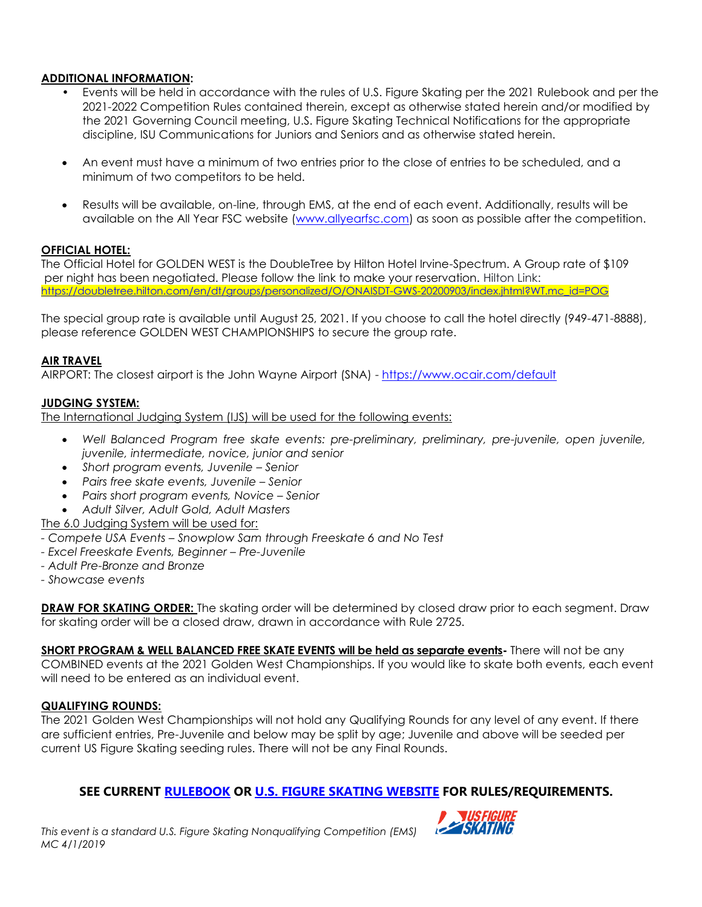**ADDITIONAL INFORMATION:**

- Events will be held in accordance with the rules of U.S. Figure Skating per the 2021 Rulebook and per the 2021-2022 Competition Rules contained therein, except as otherwise stated herein and/or modified by the 2021 Governing Council meeting, U.S. Figure Skating Technical Notifications for the appropriate discipline, ISU Communications for Juniors and Seniors and as otherwise stated herein.
- An event must have a minimum of two entries prior to the close of entries to be scheduled, and a minimum of two competitors to be held.
- Results will be available, on-line, through EMS, at the end of each event. Additionally, results will be available on the All Year FSC website (www.allyearfsc.com) as soon as possible after the competition.

**OFFICIAL HOTEL:**

The Official Hotel for GOLDEN WEST is the DoubleTree by Hilton Hotel Irvine-Spectrum. A Group rate of $109 per night has been negotiated. Please follow the link to make your reservation. Hilton Link: https://doubletree.hilton.com/en/dt/groups/personalized/O/ONAISDT-GWS-20200903/index.jhtml?WT.mc_id=POG

The special group rate is available until August 25, 2021. If you choose to call the hotel directly (949-471-8888), please reference GOLDEN WEST CHAMPIONSHIPS to secure the group rate.

**AIR TRAVEL**

AIRPORT: The closest airport is the John Wayne Airport (SNA) - https://www.ocair.com/default

**JUDGING SYSTEM:**

The International Judging System (IJS) will be used for the following events:

- *Well Balanced Program free skate events: pre-preliminary, preliminary, pre-juvenile, open juvenile, juvenile, intermediate, novice, junior and senior*
- *Short program events, Juvenile – Senior*
- *Pairs free skate events, Juvenile – Senior*
- *Pairs short program events, Novice – Senior*
- *Adult Silver, Adult Gold, Adult Masters*

The 6.0 Judging System will be used for:

- *Compete USA Events – Snowplow Sam through Freeskate 6 and No Test*
- *Excel Freeskate Events, Beginner – Pre-Juvenile*
- *Adult Pre-Bronze and Bronze*
- *Showcase events*

**DRAW FOR SKATING ORDER:** The skating order will be determined by closed draw prior to each segment. Draw for skating order will be a closed draw, drawn in accordance with Rule 2725.

**SHORT PROGRAM & WELL BALANCED FREE SKATE EVENTS will be held as separate events-** There will not be any COMBINED events at the 2021 Golden West Championships. If you would like to skate both events, each event will need to be entered as an individual event.

**QUALIFYING ROUNDS:**

The 2021 Golden West Championships will not hold any Qualifying Rounds for any level of any event. If there are sufficient entries, Pre-Juvenile and below may be split by age; Juvenile and above will be seeded per current US Figure Skating seeding rules. There will not be any Final Rounds.

**SEE CURRENT RULEBOOK OR U.S. FIGURE SKATING WEBSITE FOR RULES/REQUIREMENTS.**

*This event is a standard U.S. Figure Skating Nonqualifying Competition (EMS)*
*MC 4/1/2019*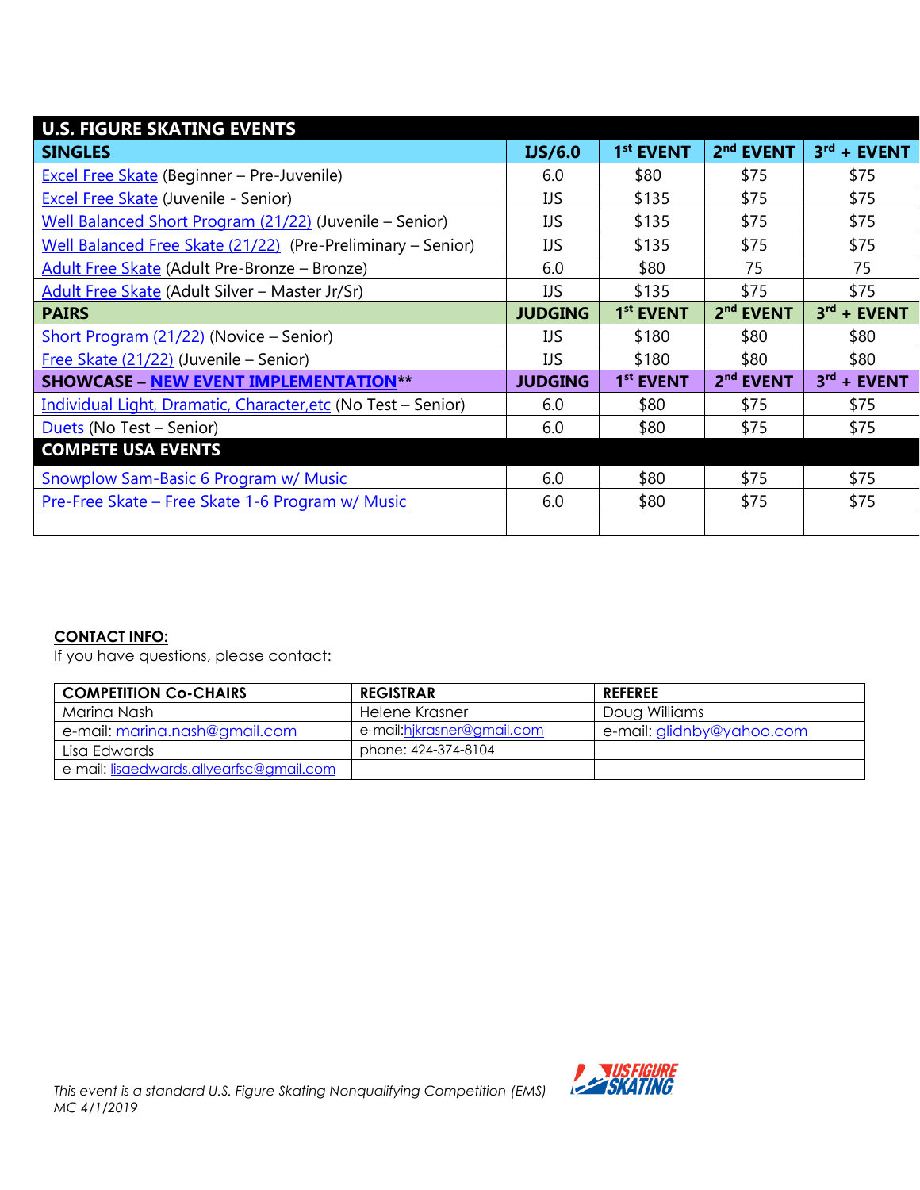| U.S. FIGURE SKATING EVENTS | | | | |
|---|---|---|---|---|
| **SINGLES** | **IJS/6.0** | **1st EVENT** | **2nd EVENT** | **3rd + EVENT** |
| Excel Free Skate (Beginner – Pre-Juvenile) | 6.0 | $80 | $75 | $75 |
| Excel Free Skate (Juvenile - Senior) | IJS | $135 | $75 | $75 |
| Well Balanced Short Program (21/22) (Juvenile – Senior) | IJS | $135 | $75 | $75 |
| Well Balanced Free Skate (21/22) (Pre-Preliminary – Senior) | IJS | $135 | $75 | $75 |
| Adult Free Skate (Adult Pre-Bronze – Bronze) | 6.0 | $80 | 75 | 75 |
| Adult Free Skate (Adult Silver – Master Jr/Sr) | IJS | $135 | $75 | $75 |
| **PAIRS** | **JUDGING** | **1st EVENT** | **2nd EVENT** | **3rd + EVENT** |
| Short Program (21/22) (Novice – Senior) | IJS | $180 | $80 | $80 |
| Free Skate (21/22) (Juvenile – Senior) | IJS | $180 | $80 | $80 |
| **SHOWCASE – NEW EVENT IMPLEMENTATION**** | **JUDGING** | **1st EVENT** | **2nd EVENT** | **3rd + EVENT** |
| Individual Light, Dramatic, Character,etc (No Test – Senior) | 6.0 | $80 | $75 | $75 |
| Duets (No Test – Senior) | 6.0 | $80 | $75 | $75 |
| **COMPETE USA EVENTS** | | | | |
| Snowplow Sam-Basic 6 Program w/ Music | 6.0 | $80 | $75 | $75 |
| Pre-Free Skate – Free Skate 1-6 Program w/ Music | 6.0 | $80 | $75 | $75 |
| | | | | |

**CONTACT INFO:**

If you have questions, please contact:

| COMPETITION Co-CHAIRS | REGISTRAR | REFEREE |
|---|---|---|
| Marina Nash | Helene Krasner | Doug Williams |
| e-mail: marina.nash@gmail.com | e-mail:hjkrasner@gmail.com | e-mail: glidnby@yahoo.com |
| Lisa Edwards | phone: 424-374-8104 | |
| e-mail: lisaedwards.allyearfsc@gmail.com | | |

*This event is a standard U.S. Figure Skating Nonqualifying Competition (EMS)*
*MC 4/1/2019*